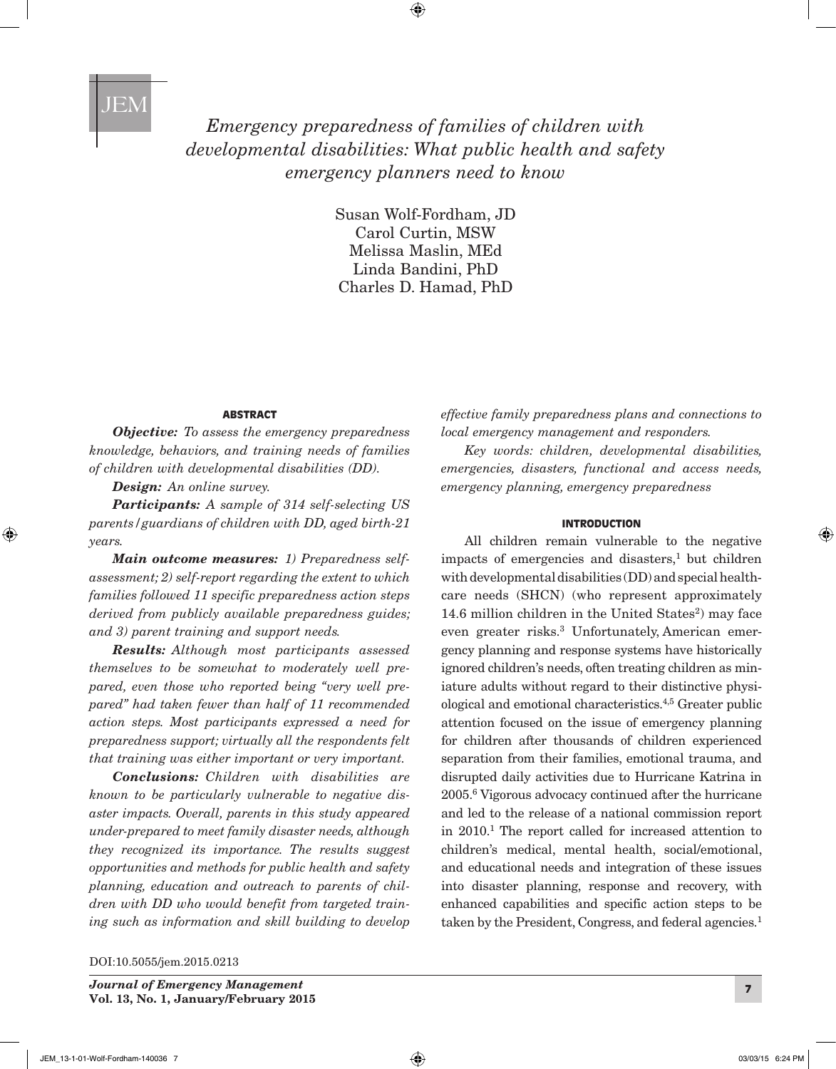# Emergency preparedness of families of children with developmental disabilities: What public health and safety emergency planners need to know

Susan Wolf-Fordham, JD
Carol Curtin, MSW
Melissa Maslin, MEd
Linda Bandini, PhD
Charles D. Hamad, PhD

## ABSTRACT

***Objective:*** *To assess the emergency preparedness knowledge, behaviors, and training needs of families of children with developmental disabilities (DD).*

***Design:*** *An online survey.*

***Participants:*** *A sample of 314 self-selecting US parents/guardians of children with DD, aged birth-21 years.*

***Main outcome measures:*** *1) Preparedness self-assessment; 2) self-report regarding the extent to which families followed 11 specific preparedness action steps derived from publicly available preparedness guides; and 3) parent training and support needs.*

***Results:*** *Although most participants assessed themselves to be somewhat to moderately well prepared, even those who reported being "very well prepared" had taken fewer than half of 11 recommended action steps. Most participants expressed a need for preparedness support; virtually all the respondents felt that training was either important or very important.*

***Conclusions:*** *Children with disabilities are known to be particularly vulnerable to negative disaster impacts. Overall, parents in this study appeared under-prepared to meet family disaster needs, although they recognized its importance. The results suggest opportunities and methods for public health and safety planning, education and outreach to parents of children with DD who would benefit from targeted training such as information and skill building to develop effective family preparedness plans and connections to local emergency management and responders.*

*Key words: children, developmental disabilities, emergencies, disasters, functional and access needs, emergency planning, emergency preparedness*

## INTRODUCTION

All children remain vulnerable to the negative impacts of emergencies and disasters,[1] but children with developmental disabilities (DD) and special health-care needs (SHCN) (who represent approximately 14.6 million children in the United States[2]) may face even greater risks.[3] Unfortunately, American emergency planning and response systems have historically ignored children's needs, often treating children as miniature adults without regard to their distinctive physiological and emotional characteristics.[4,5] Greater public attention focused on the issue of emergency planning for children after thousands of children experienced separation from their families, emotional trauma, and disrupted daily activities due to Hurricane Katrina in 2005.[6] Vigorous advocacy continued after the hurricane and led to the release of a national commission report in 2010.[1] The report called for increased attention to children's medical, mental health, social/emotional, and educational needs and integration of these issues into disaster planning, response and recovery, with enhanced capabilities and specific action steps to be taken by the President, Congress, and federal agencies.[1]

DOI:10.5055/jem.2015.0213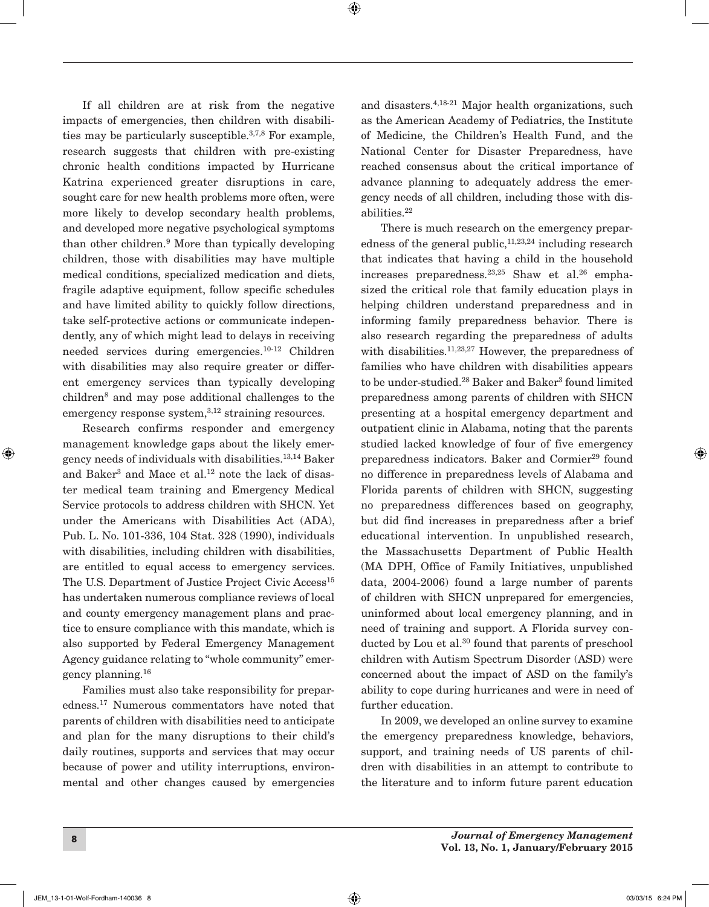If all children are at risk from the negative impacts of emergencies, then children with disabilities may be particularly susceptible.[3,7,8] For example, research suggests that children with pre-existing chronic health conditions impacted by Hurricane Katrina experienced greater disruptions in care, sought care for new health problems more often, were more likely to develop secondary health problems, and developed more negative psychological symptoms than other children.[9] More than typically developing children, those with disabilities may have multiple medical conditions, specialized medication and diets, fragile adaptive equipment, follow specific schedules and have limited ability to quickly follow directions, take self-protective actions or communicate independently, any of which might lead to delays in receiving needed services during emergencies.[10-12] Children with disabilities may also require greater or different emergency services than typically developing children[8] and may pose additional challenges to the emergency response system,[3,12] straining resources.

Research confirms responder and emergency management knowledge gaps about the likely emergency needs of individuals with disabilities.[13,14] Baker and Baker[3] and Mace et al.[12] note the lack of disaster medical team training and Emergency Medical Service protocols to address children with SHCN. Yet under the Americans with Disabilities Act (ADA), Pub. L. No. 101-336, 104 Stat. 328 (1990), individuals with disabilities, including children with disabilities, are entitled to equal access to emergency services. The U.S. Department of Justice Project Civic Access[15] has undertaken numerous compliance reviews of local and county emergency management plans and practice to ensure compliance with this mandate, which is also supported by Federal Emergency Management Agency guidance relating to "whole community" emergency planning.[16]

Families must also take responsibility for preparedness.[17] Numerous commentators have noted that parents of children with disabilities need to anticipate and plan for the many disruptions to their child's daily routines, supports and services that may occur because of power and utility interruptions, environmental and other changes caused by emergencies and disasters.[4,18-21] Major health organizations, such as the American Academy of Pediatrics, the Institute of Medicine, the Children's Health Fund, and the National Center for Disaster Preparedness, have reached consensus about the critical importance of advance planning to adequately address the emergency needs of all children, including those with disabilities.[22]

There is much research on the emergency preparedness of the general public,[11,23,24] including research that indicates that having a child in the household increases preparedness.[23,25] Shaw et al.[26] emphasized the critical role that family education plays in helping children understand preparedness and in informing family preparedness behavior. There is also research regarding the preparedness of adults with disabilities.[11,23,27] However, the preparedness of families who have children with disabilities appears to be under-studied.[28] Baker and Baker[3] found limited preparedness among parents of children with SHCN presenting at a hospital emergency department and outpatient clinic in Alabama, noting that the parents studied lacked knowledge of four of five emergency preparedness indicators. Baker and Cormier[29] found no difference in preparedness levels of Alabama and Florida parents of children with SHCN, suggesting no preparedness differences based on geography, but did find increases in preparedness after a brief educational intervention. In unpublished research, the Massachusetts Department of Public Health (MA DPH, Office of Family Initiatives, unpublished data, 2004-2006) found a large number of parents of children with SHCN unprepared for emergencies, uninformed about local emergency planning, and in need of training and support. A Florida survey conducted by Lou et al.[30] found that parents of preschool children with Autism Spectrum Disorder (ASD) were concerned about the impact of ASD on the family's ability to cope during hurricanes and were in need of further education.

In 2009, we developed an online survey to examine the emergency preparedness knowledge, behaviors, support, and training needs of US parents of children with disabilities in an attempt to contribute to the literature and to inform future parent education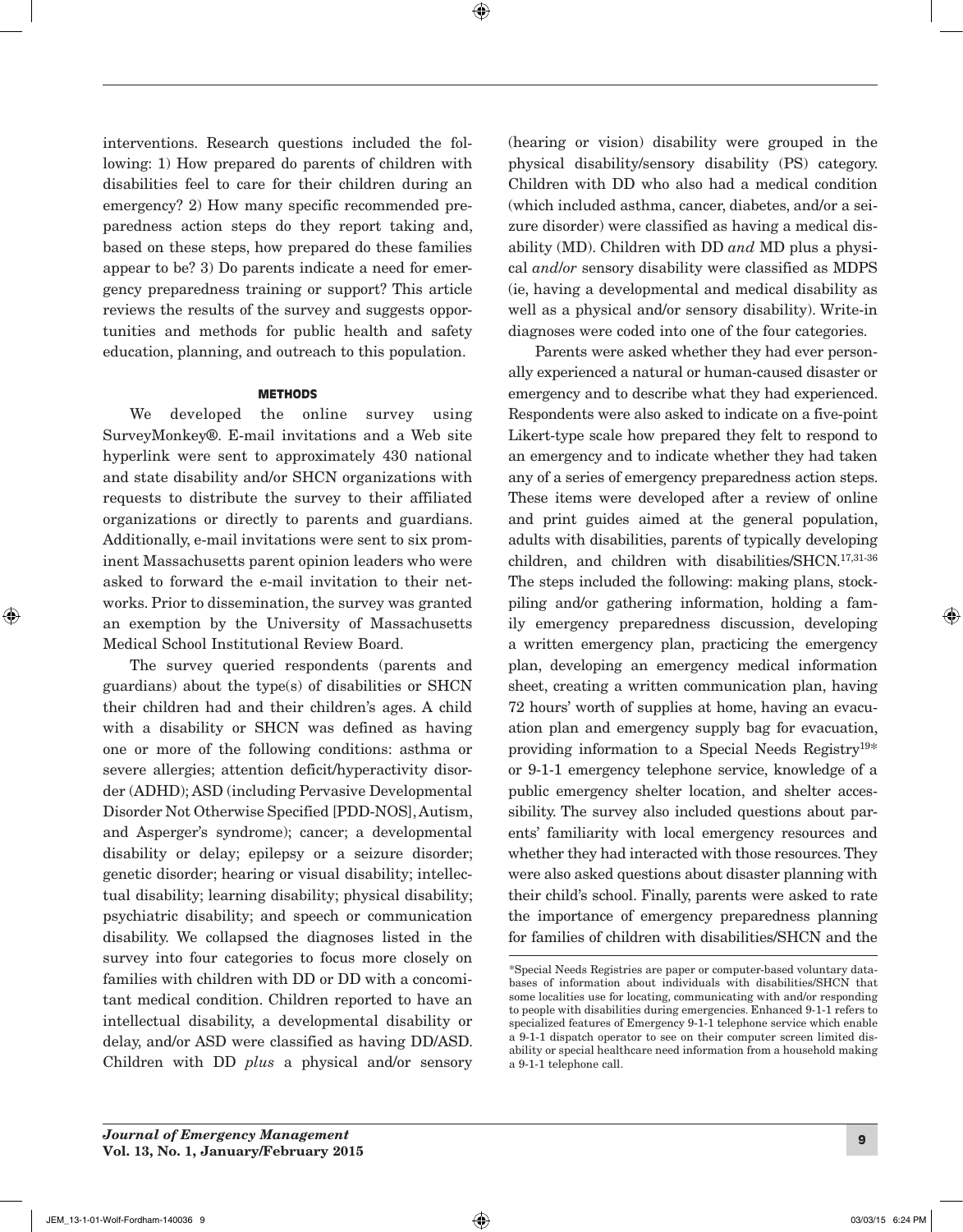interventions. Research questions included the following: 1) How prepared do parents of children with disabilities feel to care for their children during an emergency? 2) How many specific recommended preparedness action steps do they report taking and, based on these steps, how prepared do these families appear to be? 3) Do parents indicate a need for emergency preparedness training or support? This article reviews the results of the survey and suggests opportunities and methods for public health and safety education, planning, and outreach to this population.

## METHODS

We developed the online survey using SurveyMonkey®. E-mail invitations and a Web site hyperlink were sent to approximately 430 national and state disability and/or SHCN organizations with requests to distribute the survey to their affiliated organizations or directly to parents and guardians. Additionally, e-mail invitations were sent to six prominent Massachusetts parent opinion leaders who were asked to forward the e-mail invitation to their networks. Prior to dissemination, the survey was granted an exemption by the University of Massachusetts Medical School Institutional Review Board.

The survey queried respondents (parents and guardians) about the type(s) of disabilities or SHCN their children had and their children's ages. A child with a disability or SHCN was defined as having one or more of the following conditions: asthma or severe allergies; attention deficit/hyperactivity disorder (ADHD); ASD (including Pervasive Developmental Disorder Not Otherwise Specified [PDD-NOS], Autism, and Asperger's syndrome); cancer; a developmental disability or delay; epilepsy or a seizure disorder; genetic disorder; hearing or visual disability; intellectual disability; learning disability; physical disability; psychiatric disability; and speech or communication disability. We collapsed the diagnoses listed in the survey into four categories to focus more closely on families with children with DD or DD with a concomitant medical condition. Children reported to have an intellectual disability, a developmental disability or delay, and/or ASD were classified as having DD/ASD. Children with DD *plus* a physical and/or sensory (hearing or vision) disability were grouped in the physical disability/sensory disability (PS) category. Children with DD who also had a medical condition (which included asthma, cancer, diabetes, and/or a seizure disorder) were classified as having a medical disability (MD). Children with DD *and* MD plus a physical *and/or* sensory disability were classified as MDPS (ie, having a developmental and medical disability as well as a physical and/or sensory disability). Write-in diagnoses were coded into one of the four categories.

Parents were asked whether they had ever personally experienced a natural or human-caused disaster or emergency and to describe what they had experienced. Respondents were also asked to indicate on a five-point Likert-type scale how prepared they felt to respond to an emergency and to indicate whether they had taken any of a series of emergency preparedness action steps. These items were developed after a review of online and print guides aimed at the general population, adults with disabilities, parents of typically developing children, and children with disabilities/SHCN.[17,31-36] The steps included the following: making plans, stockpiling and/or gathering information, holding a family emergency preparedness discussion, developing a written emergency plan, practicing the emergency plan, developing an emergency medical information sheet, creating a written communication plan, having 72 hours' worth of supplies at home, having an evacuation plan and emergency supply bag for evacuation, providing information to a Special Needs Registry[19*] or 9-1-1 emergency telephone service, knowledge of a public emergency shelter location, and shelter accessibility. The survey also included questions about parents' familiarity with local emergency resources and whether they had interacted with those resources. They were also asked questions about disaster planning with their child's school. Finally, parents were asked to rate the importance of emergency preparedness planning for families of children with disabilities/SHCN and the

*Special Needs Registries are paper or computer-based voluntary databases of information about individuals with disabilities/SHCN that some localities use for locating, communicating with and/or responding to people with disabilities during emergencies. Enhanced 9-1-1 refers to specialized features of Emergency 9-1-1 telephone service which enable a 9-1-1 dispatch operator to see on their computer screen limited disability or special healthcare need information from a household making a 9-1-1 telephone call.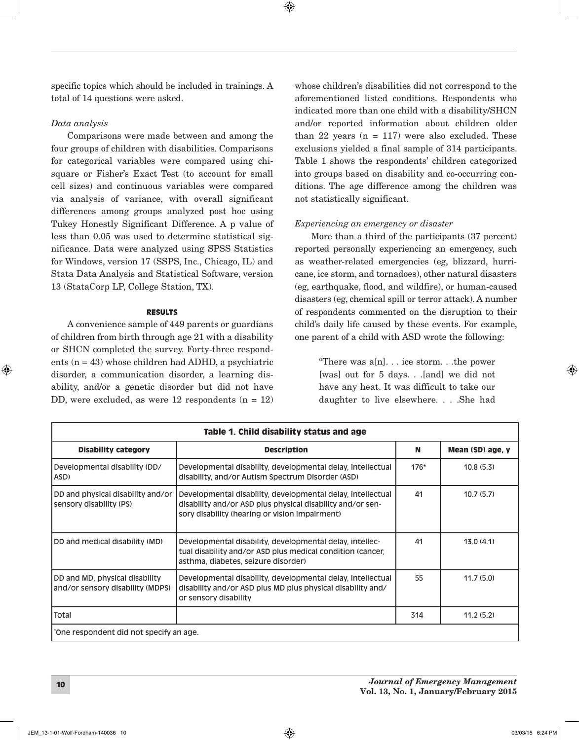specific topics which should be included in trainings. A total of 14 questions were asked.

*Data analysis*

Comparisons were made between and among the four groups of children with disabilities. Comparisons for categorical variables were compared using chi-square or Fisher's Exact Test (to account for small cell sizes) and continuous variables were compared via analysis of variance, with overall significant differences among groups analyzed post hoc using Tukey Honestly Significant Difference. A p value of less than 0.05 was used to determine statistical significance. Data were analyzed using SPSS Statistics for Windows, version 17 (SSPS, Inc., Chicago, IL) and Stata Data Analysis and Statistical Software, version 13 (StataCorp LP, College Station, TX).

## RESULTS

A convenience sample of 449 parents or guardians of children from birth through age 21 with a disability or SHCN completed the survey. Forty-three respondents (n = 43) whose children had ADHD, a psychiatric disorder, a communication disorder, a learning disability, and/or a genetic disorder but did not have DD, were excluded, as were 12 respondents (n = 12) whose children's disabilities did not correspond to the aforementioned listed conditions. Respondents who indicated more than one child with a disability/SHCN and/or reported information about children older than 22 years (n = 117) were also excluded. These exclusions yielded a final sample of 314 participants. Table 1 shows the respondents' children categorized into groups based on disability and co-occurring conditions. The age difference among the children was not statistically significant.

*Experiencing an emergency or disaster*

More than a third of the participants (37 percent) reported personally experiencing an emergency, such as weather-related emergencies (eg, blizzard, hurricane, ice storm, and tornadoes), other natural disasters (eg, earthquake, flood, and wildfire), or human-caused disasters (eg, chemical spill or terror attack). A number of respondents commented on the disruption to their child's daily life caused by these events. For example, one parent of a child with ASD wrote the following:

> "There was a[n]. . . ice storm. . .the power [was] out for 5 days. . .[and] we did not have any heat. It was difficult to take our daughter to live elsewhere. . . .She had

**Table 1. Child disability status and age**

| Disability category | Description | N | Mean (SD) age, y |
|---|---|---|---|
| Developmental disability (DD/ASD) | Developmental disability, developmental delay, intellectual disability, and/or Autism Spectrum Disorder (ASD) | 176* | 10.8 (5.3) |
| DD and physical disability and/or sensory disability (PS) | Developmental disability, developmental delay, intellectual disability and/or ASD plus physical disability and/or sensory disability (hearing or vision impairment) | 41 | 10.7 (5.7) |
| DD and medical disability (MD) | Developmental disability, developmental delay, intellectual disability and/or ASD plus medical condition (cancer, asthma, diabetes, seizure disorder) | 41 | 13.0 (4.1) |
| DD and MD, physical disability and/or sensory disability (MDPS) | Developmental disability, developmental delay, intellectual disability and/or ASD plus MD plus physical disability and/or sensory disability | 55 | 11.7 (5.0) |
| Total | | 314 | 11.2 (5.2) |

*One respondent did not specify an age.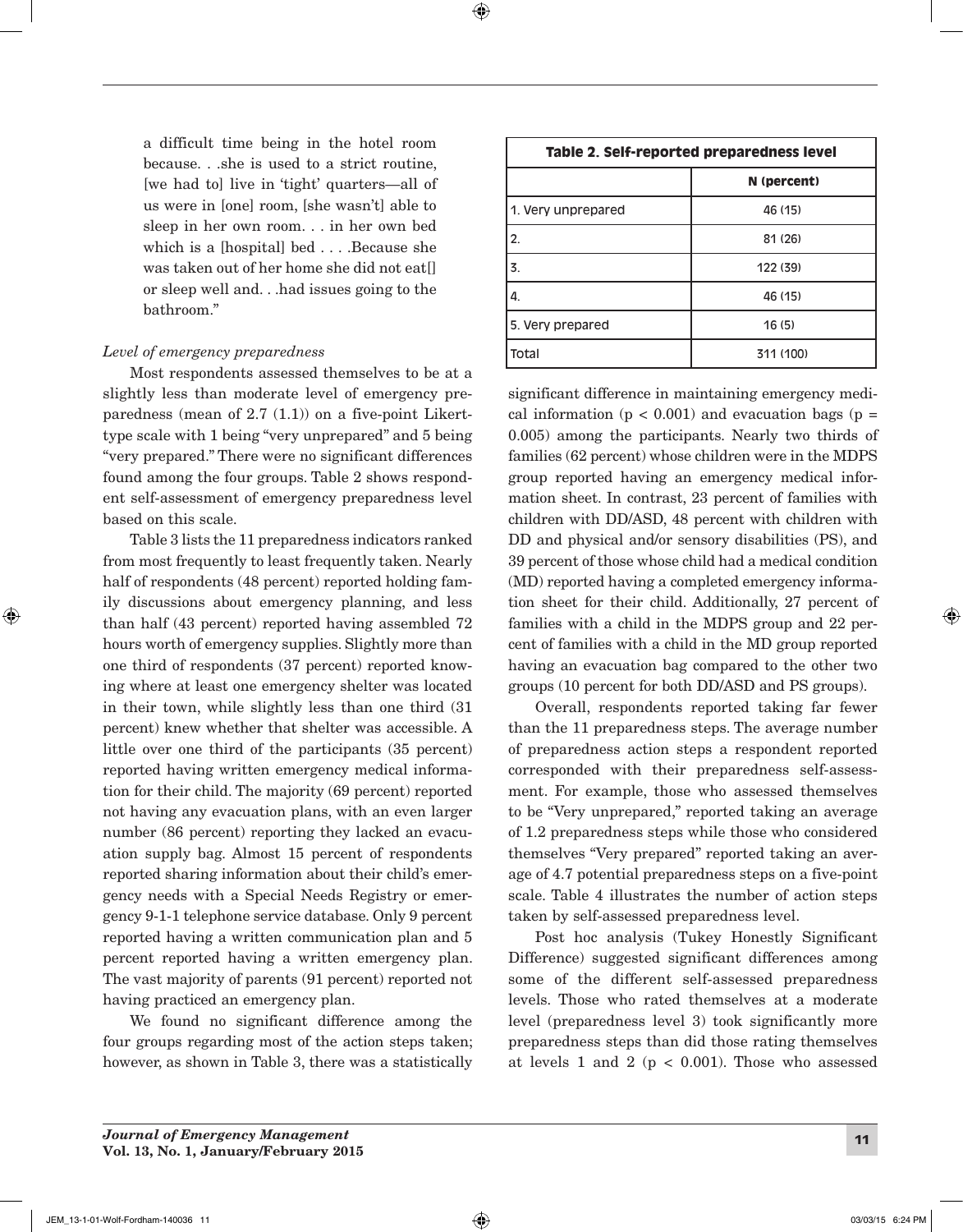a difficult time being in the hotel room because. . .she is used to a strict routine, [we had to] live in 'tight' quarters—all of us were in [one] room, [she wasn't] able to sleep in her own room. . . in her own bed which is a [hospital] bed . . . .Because she was taken out of her home she did not eat[] or sleep well and. . .had issues going to the bathroom."

*Level of emergency preparedness*

Most respondents assessed themselves to be at a slightly less than moderate level of emergency preparedness (mean of 2.7 (1.1)) on a five-point Likert-type scale with 1 being "very unprepared" and 5 being "very prepared." There were no significant differences found among the four groups. Table 2 shows respondent self-assessment of emergency preparedness level based on this scale.

Table 3 lists the 11 preparedness indicators ranked from most frequently to least frequently taken. Nearly half of respondents (48 percent) reported holding family discussions about emergency planning, and less than half (43 percent) reported having assembled 72 hours worth of emergency supplies. Slightly more than one third of respondents (37 percent) reported knowing where at least one emergency shelter was located in their town, while slightly less than one third (31 percent) knew whether that shelter was accessible. A little over one third of the participants (35 percent) reported having written emergency medical information for their child. The majority (69 percent) reported not having any evacuation plans, with an even larger number (86 percent) reporting they lacked an evacuation supply bag. Almost 15 percent of respondents reported sharing information about their child's emergency needs with a Special Needs Registry or emergency 9-1-1 telephone service database. Only 9 percent reported having a written communication plan and 5 percent reported having a written emergency plan. The vast majority of parents (91 percent) reported not having practiced an emergency plan.

We found no significant difference among the four groups regarding most of the action steps taken; however, as shown in Table 3, there was a statistically significant difference in maintaining emergency medical information ($p < 0.001$) and evacuation bags ($p = 0.005$) among the participants. Nearly two thirds of families (62 percent) whose children were in the MDPS group reported having an emergency medical information sheet. In contrast, 23 percent of families with children with DD/ASD, 48 percent with children with DD and physical and/or sensory disabilities (PS), and 39 percent of those whose child had a medical condition (MD) reported having a completed emergency information sheet for their child. Additionally, 27 percent of families with a child in the MDPS group and 22 percent of families with a child in the MD group reported having an evacuation bag compared to the other two groups (10 percent for both DD/ASD and PS groups).

**Table 2. Self-reported preparedness level**

| | N (percent) |
|---|---|
| 1. Very unprepared | 46 (15) |
| 2. | 81 (26) |
| 3. | 122 (39) |
| 4. | 46 (15) |
| 5. Very prepared | 16 (5) |
| Total | 311 (100) |

Overall, respondents reported taking far fewer than the 11 preparedness steps. The average number of preparedness action steps a respondent reported corresponded with their preparedness self-assessment. For example, those who assessed themselves to be "Very unprepared," reported taking an average of 1.2 preparedness steps while those who considered themselves "Very prepared" reported taking an average of 4.7 potential preparedness steps on a five-point scale. Table 4 illustrates the number of action steps taken by self-assessed preparedness level.

Post hoc analysis (Tukey Honestly Significant Difference) suggested significant differences among some of the different self-assessed preparedness levels. Those who rated themselves at a moderate level (preparedness level 3) took significantly more preparedness steps than did those rating themselves at levels 1 and 2 ($p < 0.001$). Those who assessed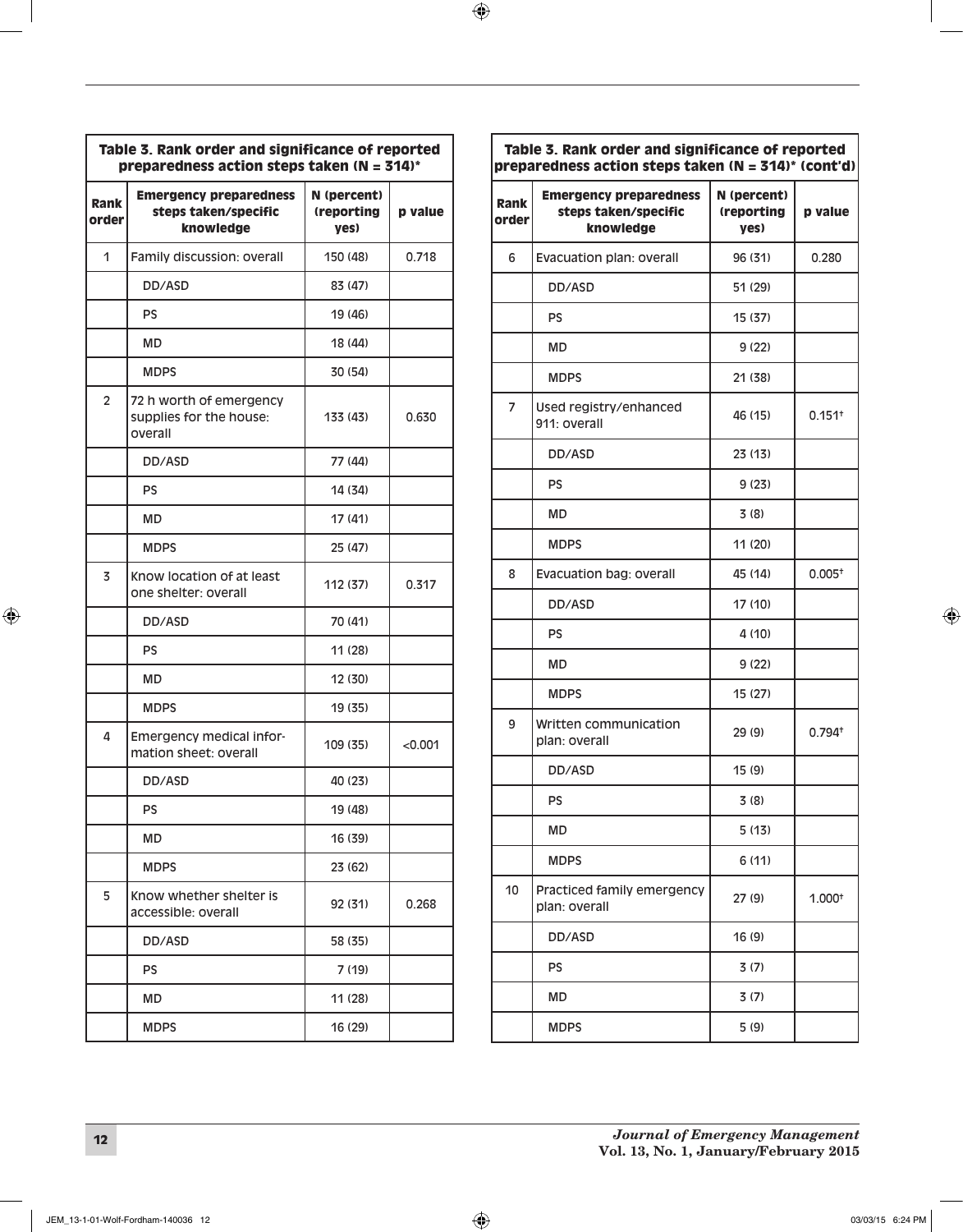**Table 3. Rank order and significance of reported preparedness action steps taken (N = 314)***

| Rank order | Emergency preparedness steps taken/specific knowledge | N (percent) (reporting yes) | p value |
|---|---|---|---|
| 1 | Family discussion: overall | 150 (48) | 0.718 |
| | DD/ASD | 83 (47) | |
| | PS | 19 (46) | |
| | MD | 18 (44) | |
| | MDPS | 30 (54) | |
| 2 | 72 h worth of emergency supplies for the house: overall | 133 (43) | 0.630 |
| | DD/ASD | 77 (44) | |
| | PS | 14 (34) | |
| | MD | 17 (41) | |
| | MDPS | 25 (47) | |
| 3 | Know location of at least one shelter: overall | 112 (37) | 0.317 |
| | DD/ASD | 70 (41) | |
| | PS | 11 (28) | |
| | MD | 12 (30) | |
| | MDPS | 19 (35) | |
| 4 | Emergency medical information sheet: overall | 109 (35) | <0.001 |
| | DD/ASD | 40 (23) | |
| | PS | 19 (48) | |
| | MD | 16 (39) | |
| | MDPS | 23 (62) | |
| 5 | Know whether shelter is accessible: overall | 92 (31) | 0.268 |
| | DD/ASD | 58 (35) | |
| | PS | 7 (19) | |
| | MD | 11 (28) | |
| | MDPS | 16 (29) | |
| 6 | Evacuation plan: overall | 96 (31) | 0.280 |
| | DD/ASD | 51 (29) | |
| | PS | 15 (37) | |
| | MD | 9 (22) | |
| | MDPS | 21 (38) | |
| 7 | Used registry/enhanced 911: overall | 46 (15) | 0.151† |
| | DD/ASD | 23 (13) | |
| | PS | 9 (23) | |
| | MD | 3 (8) | |
| | MDPS | 11 (20) | |
| 8 | Evacuation bag: overall | 45 (14) | 0.005† |
| | DD/ASD | 17 (10) | |
| | PS | 4 (10) | |
| | MD | 9 (22) | |
| | MDPS | 15 (27) | |
| 9 | Written communication plan: overall | 29 (9) | 0.794† |
| | DD/ASD | 15 (9) | |
| | PS | 3 (8) | |
| | MD | 5 (13) | |
| | MDPS | 6 (11) | |
| 10 | Practiced family emergency plan: overall | 27 (9) | 1.000† |
| | DD/ASD | 16 (9) | |
| | PS | 3 (7) | |
| | MD | 3 (7) | |
| | MDPS | 5 (9) | |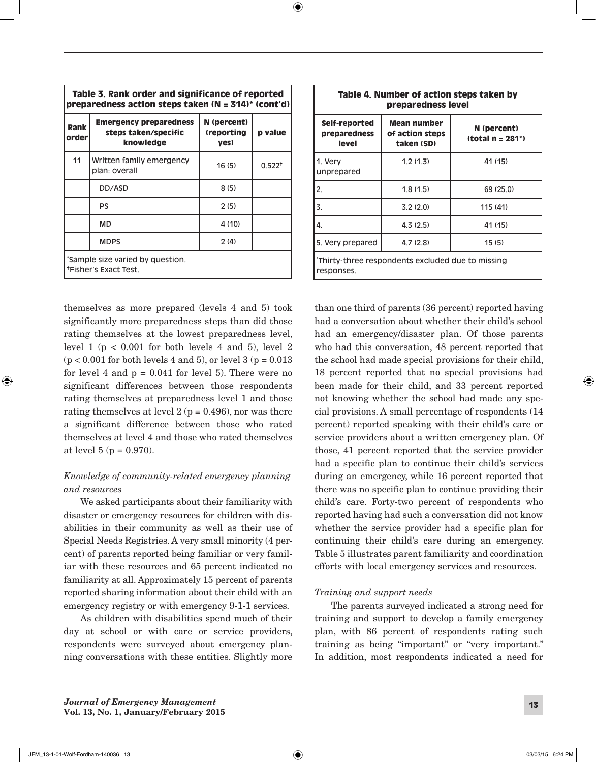**Table 3. Rank order and significance of reported preparedness action steps taken (N = 314)* (cont'd)**

| Rank order | Emergency preparedness steps taken/specific knowledge | N (percent) (reporting yes) | p value |
|---|---|---|---|
| 11 | Written family emergency plan: overall | 16 (5) | 0.522† |
| | DD/ASD | 8 (5) | |
| | PS | 2 (5) | |
| | MD | 4 (10) | |
| | MDPS | 2 (4) | |

*Sample size varied by question.
†Fisher's Exact Test.

**Table 4. Number of action steps taken by preparedness level**

| Self-reported preparedness level | Mean number of action steps taken (SD) | N (percent) (total n = 281*) |
|---|---|---|
| 1. Very unprepared | 1.2 (1.3) | 41 (15) |
| 2. | 1.8 (1.5) | 69 (25.0) |
| 3. | 3.2 (2.0) | 115 (41) |
| 4. | 4.3 (2.5) | 41 (15) |
| 5. Very prepared | 4.7 (2.8) | 15 (5) |

*Thirty-three respondents excluded due to missing responses.

themselves as more prepared (levels 4 and 5) took significantly more preparedness steps than did those rating themselves at the lowest preparedness level, level 1 ($p < 0.001$ for both levels 4 and 5), level 2 ($p < 0.001$ for both levels 4 and 5), or level 3 ($p = 0.013$ for level 4 and $p = 0.041$ for level 5). There were no significant differences between those respondents rating themselves at preparedness level 1 and those rating themselves at level 2 ($p = 0.496$), nor was there a significant difference between those who rated themselves at level 4 and those who rated themselves at level 5 ($p = 0.970$).

*Knowledge of community-related emergency planning and resources*

We asked participants about their familiarity with disaster or emergency resources for children with disabilities in their community as well as their use of Special Needs Registries. A very small minority (4 percent) of parents reported being familiar or very familiar with these resources and 65 percent indicated no familiarity at all. Approximately 15 percent of parents reported sharing information about their child with an emergency registry or with emergency 9-1-1 services.

As children with disabilities spend much of their day at school or with care or service providers, respondents were surveyed about emergency planning conversations with these entities. Slightly more than one third of parents (36 percent) reported having had a conversation about whether their child's school had an emergency/disaster plan. Of those parents who had this conversation, 48 percent reported that the school had made special provisions for their child, 18 percent reported that no special provisions had been made for their child, and 33 percent reported not knowing whether the school had made any special provisions. A small percentage of respondents (14 percent) reported speaking with their child's care or service providers about a written emergency plan. Of those, 41 percent reported that the service provider had a specific plan to continue their child's services during an emergency, while 16 percent reported that there was no specific plan to continue providing their child's care. Forty-two percent of respondents who reported having had such a conversation did not know whether the service provider had a specific plan for continuing their child's care during an emergency. Table 5 illustrates parent familiarity and coordination efforts with local emergency services and resources.

*Training and support needs*

The parents surveyed indicated a strong need for training and support to develop a family emergency plan, with 86 percent of respondents rating such training as being "important" or "very important." In addition, most respondents indicated a need for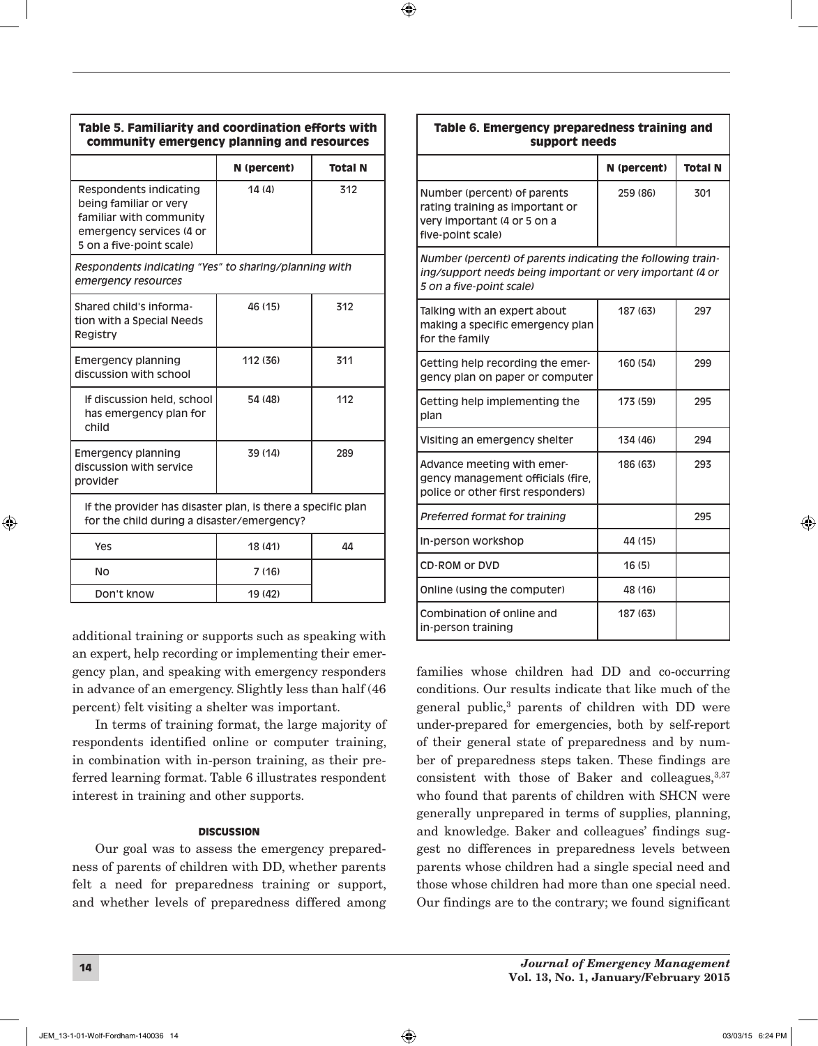**Table 5. Familiarity and coordination efforts with community emergency planning and resources**

| | N (percent) | Total N |
|---|---|---|
| Respondents indicating being familiar or very familiar with community emergency services (4 or 5 on a five-point scale) | 14 (4) | 312 |
| *Respondents indicating "Yes" to sharing/planning with emergency resources* | | |
| Shared child's information with a Special Needs Registry | 46 (15) | 312 |
| Emergency planning discussion with school | 112 (36) | 311 |
| If discussion held, school has emergency plan for child | 54 (48) | 112 |
| Emergency planning discussion with service provider | 39 (14) | 289 |
| If the provider has disaster plan, is there a specific plan for the child during a disaster/emergency? | | |
| Yes | 18 (41) | 44 |
| No | 7 (16) | |
| Don't know | 19 (42) | |

additional training or supports such as speaking with an expert, help recording or implementing their emergency plan, and speaking with emergency responders in advance of an emergency. Slightly less than half (46 percent) felt visiting a shelter was important.

In terms of training format, the large majority of respondents identified online or computer training, in combination with in-person training, as their preferred learning format. Table 6 illustrates respondent interest in training and other supports.

**Table 6. Emergency preparedness training and support needs**

| | N (percent) | Total N |
|---|---|---|
| Number (percent) of parents rating training as important or very important (4 or 5 on a five-point scale) | 259 (86) | 301 |
| *Number (percent) of parents indicating the following training/support needs being important or very important (4 or 5 on a five-point scale)* | | |
| Talking with an expert about making a specific emergency plan for the family | 187 (63) | 297 |
| Getting help recording the emergency plan on paper or computer | 160 (54) | 299 |
| Getting help implementing the plan | 173 (59) | 295 |
| Visiting an emergency shelter | 134 (46) | 294 |
| Advance meeting with emergency management officials (fire, police or other first responders) | 186 (63) | 293 |
| *Preferred format for training* | | 295 |
| In-person workshop | 44 (15) | |
| CD-ROM or DVD | 16 (5) | |
| Online (using the computer) | 48 (16) | |
| Combination of online and in-person training | 187 (63) | |

## DISCUSSION

Our goal was to assess the emergency preparedness of parents of children with DD, whether parents felt a need for preparedness training or support, and whether levels of preparedness differed among families whose children had DD and co-occurring conditions. Our results indicate that like much of the general public,[3] parents of children with DD were under-prepared for emergencies, both by self-report of their general state of preparedness and by number of preparedness steps taken. These findings are consistent with those of Baker and colleagues,[3,37] who found that parents of children with SHCN were generally unprepared in terms of supplies, planning, and knowledge. Baker and colleagues' findings suggest no differences in preparedness levels between parents whose children had a single special need and those whose children had more than one special need. Our findings are to the contrary; we found significant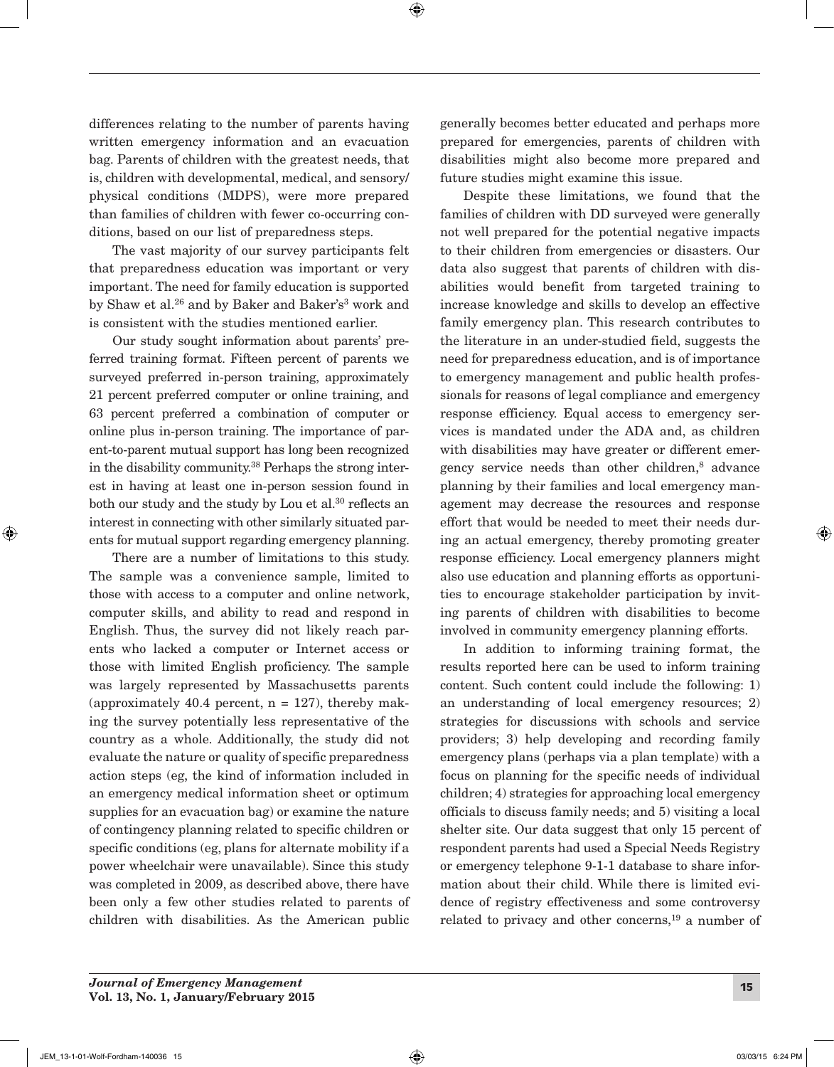differences relating to the number of parents having written emergency information and an evacuation bag. Parents of children with the greatest needs, that is, children with developmental, medical, and sensory/physical conditions (MDPS), were more prepared than families of children with fewer co-occurring conditions, based on our list of preparedness steps.

The vast majority of our survey participants felt that preparedness education was important or very important. The need for family education is supported by Shaw et al.[26] and by Baker and Baker's[3] work and is consistent with the studies mentioned earlier.

Our study sought information about parents' preferred training format. Fifteen percent of parents we surveyed preferred in-person training, approximately 21 percent preferred computer or online training, and 63 percent preferred a combination of computer or online plus in-person training. The importance of parent-to-parent mutual support has long been recognized in the disability community.[38] Perhaps the strong interest in having at least one in-person session found in both our study and the study by Lou et al.[30] reflects an interest in connecting with other similarly situated parents for mutual support regarding emergency planning.

There are a number of limitations to this study. The sample was a convenience sample, limited to those with access to a computer and online network, computer skills, and ability to read and respond in English. Thus, the survey did not likely reach parents who lacked a computer or Internet access or those with limited English proficiency. The sample was largely represented by Massachusetts parents (approximately 40.4 percent, n = 127), thereby making the survey potentially less representative of the country as a whole. Additionally, the study did not evaluate the nature or quality of specific preparedness action steps (eg, the kind of information included in an emergency medical information sheet or optimum supplies for an evacuation bag) or examine the nature of contingency planning related to specific children or specific conditions (eg, plans for alternate mobility if a power wheelchair were unavailable). Since this study was completed in 2009, as described above, there have been only a few other studies related to parents of children with disabilities. As the American public generally becomes better educated and perhaps more prepared for emergencies, parents of children with disabilities might also become more prepared and future studies might examine this issue.

Despite these limitations, we found that the families of children with DD surveyed were generally not well prepared for the potential negative impacts to their children from emergencies or disasters. Our data also suggest that parents of children with disabilities would benefit from targeted training to increase knowledge and skills to develop an effective family emergency plan. This research contributes to the literature in an under-studied field, suggests the need for preparedness education, and is of importance to emergency management and public health professionals for reasons of legal compliance and emergency response efficiency. Equal access to emergency services is mandated under the ADA and, as children with disabilities may have greater or different emergency service needs than other children,[8] advance planning by their families and local emergency management may decrease the resources and response effort that would be needed to meet their needs during an actual emergency, thereby promoting greater response efficiency. Local emergency planners might also use education and planning efforts as opportunities to encourage stakeholder participation by inviting parents of children with disabilities to become involved in community emergency planning efforts.

In addition to informing training format, the results reported here can be used to inform training content. Such content could include the following: 1) an understanding of local emergency resources; 2) strategies for discussions with schools and service providers; 3) help developing and recording family emergency plans (perhaps via a plan template) with a focus on planning for the specific needs of individual children; 4) strategies for approaching local emergency officials to discuss family needs; and 5) visiting a local shelter site. Our data suggest that only 15 percent of respondent parents had used a Special Needs Registry or emergency telephone 9-1-1 database to share information about their child. While there is limited evidence of registry effectiveness and some controversy related to privacy and other concerns,[19] a number of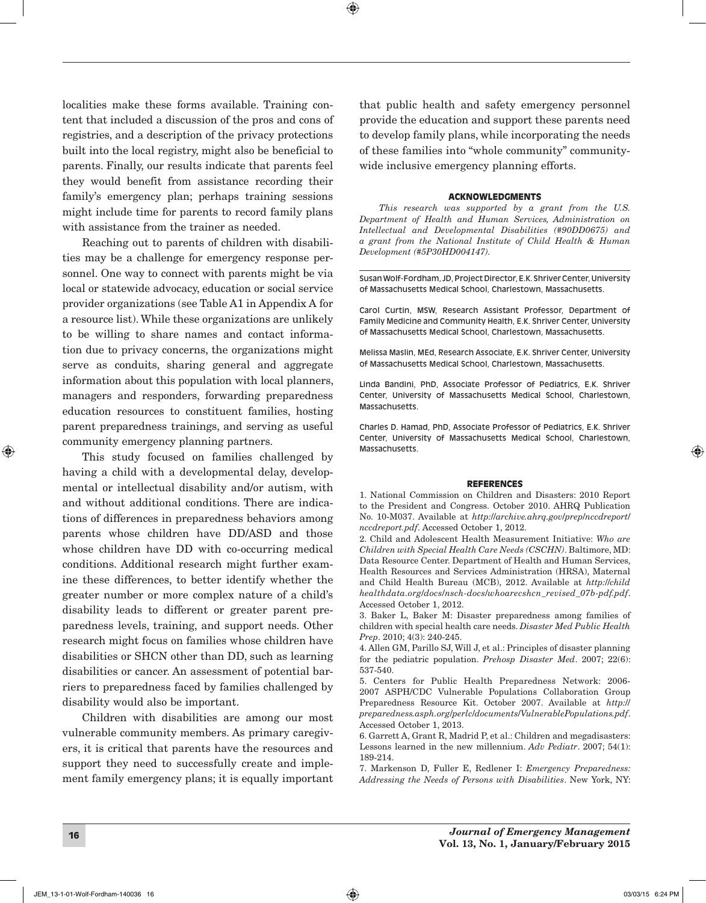localities make these forms available. Training content that included a discussion of the pros and cons of registries, and a description of the privacy protections built into the local registry, might also be beneficial to parents. Finally, our results indicate that parents feel they would benefit from assistance recording their family's emergency plan; perhaps training sessions might include time for parents to record family plans with assistance from the trainer as needed.

Reaching out to parents of children with disabilities may be a challenge for emergency response personnel. One way to connect with parents might be via local or statewide advocacy, education or social service provider organizations (see Table A1 in Appendix A for a resource list). While these organizations are unlikely to be willing to share names and contact information due to privacy concerns, the organizations might serve as conduits, sharing general and aggregate information about this population with local planners, managers and responders, forwarding preparedness education resources to constituent families, hosting parent preparedness trainings, and serving as useful community emergency planning partners.

This study focused on families challenged by having a child with a developmental delay, developmental or intellectual disability and/or autism, with and without additional conditions. There are indications of differences in preparedness behaviors among parents whose children have DD/ASD and those whose children have DD with co-occurring medical conditions. Additional research might further examine these differences, to better identify whether the greater number or more complex nature of a child's disability leads to different or greater parent preparedness levels, training, and support needs. Other research might focus on families whose children have disabilities or SHCN other than DD, such as learning disabilities or cancer. An assessment of potential barriers to preparedness faced by families challenged by disability would also be important.

Children with disabilities are among our most vulnerable community members. As primary caregivers, it is critical that parents have the resources and support they need to successfully create and implement family emergency plans; it is equally important that public health and safety emergency personnel provide the education and support these parents need to develop family plans, while incorporating the needs of these families into "whole community" community-wide inclusive emergency planning efforts.

## ACKNOWLEDGMENTS

*This research was supported by a grant from the U.S. Department of Health and Human Services, Administration on Intellectual and Developmental Disabilities (#90DD0675) and a grant from the National Institute of Child Health & Human Development (#5P30HD004147).*

Susan Wolf-Fordham, JD, Project Director, E.K. Shriver Center, University of Massachusetts Medical School, Charlestown, Massachusetts.

Carol Curtin, MSW, Research Assistant Professor, Department of Family Medicine and Community Health, E.K. Shriver Center, University of Massachusetts Medical School, Charlestown, Massachusetts.

Melissa Maslin, MEd, Research Associate, E.K. Shriver Center, University of Massachusetts Medical School, Charlestown, Massachusetts.

Linda Bandini, PhD, Associate Professor of Pediatrics, E.K. Shriver Center, University of Massachusetts Medical School, Charlestown, Massachusetts.

Charles D. Hamad, PhD, Associate Professor of Pediatrics, E.K. Shriver Center, University of Massachusetts Medical School, Charlestown, Massachusetts.

## REFERENCES

1. National Commission on Children and Disasters: 2010 Report to the President and Congress. October 2010. AHRQ Publication No. 10-M037. Available at *http://archive.ahrq.gov/prep/nccdreport/nccdreport.pdf*. Accessed October 1, 2012.
2. Child and Adolescent Health Measurement Initiative: *Who are Children with Special Health Care Needs (CSCHN)*. Baltimore, MD: Data Resource Center. Department of Health and Human Services, Health Resources and Services Administration (HRSA), Maternal and Child Health Bureau (MCB), 2012. Available at *http://childhealthdata.org/docs/nsch-docs/whoarecshcn_revised_07b-pdf.pdf*. Accessed October 1, 2012.
3. Baker L, Baker M: Disaster preparedness among families of children with special health care needs. *Disaster Med Public Health Prep*. 2010; 4(3): 240-245.
4. Allen GM, Parillo SJ, Will J, et al.: Principles of disaster planning for the pediatric population. *Prehosp Disaster Med*. 2007; 22(6): 537-540.
5. Centers for Public Health Preparedness Network: 2006-2007 ASPH/CDC Vulnerable Populations Collaboration Group Preparedness Resource Kit. October 2007. Available at *http://preparedness.asph.org/perlc/documents/VulnerablePopulations.pdf*. Accessed October 1, 2013.
6. Garrett A, Grant R, Madrid P, et al.: Children and megadisasters: Lessons learned in the new millennium. *Adv Pediatr*. 2007; 54(1): 189-214.
7. Markenson D, Fuller E, Redlener I: *Emergency Preparedness: Addressing the Needs of Persons with Disabilities*. New York, NY: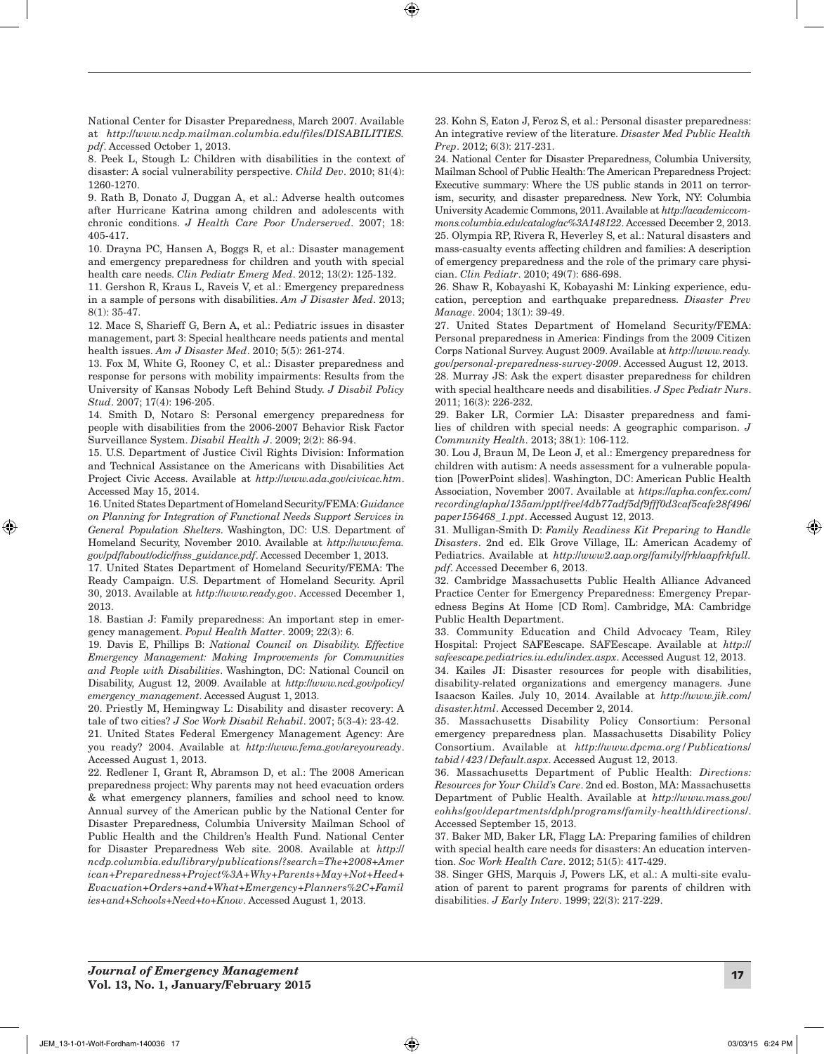National Center for Disaster Preparedness, March 2007. Available at *http://www.ncdp.mailman.columbia.edu/files/DISABILITIES.pdf*. Accessed October 1, 2013.

8. Peek L, Stough L: Children with disabilities in the context of disaster: A social vulnerability perspective. *Child Dev*. 2010; 81(4): 1260-1270.

9. Rath B, Donato J, Duggan A, et al.: Adverse health outcomes after Hurricane Katrina among children and adolescents with chronic conditions. *J Health Care Poor Underserved*. 2007; 18: 405-417.

10. Drayna PC, Hansen A, Boggs R, et al.: Disaster management and emergency preparedness for children and youth with special health care needs. *Clin Pediatr Emerg Med*. 2012; 13(2): 125-132.

11. Gershon R, Kraus L, Raveis V, et al.: Emergency preparedness in a sample of persons with disabilities. *Am J Disaster Med*. 2013; 8(1): 35-47.

12. Mace S, Sharieff G, Bern A, et al.: Pediatric issues in disaster management, part 3: Special healthcare needs patients and mental health issues. *Am J Disaster Med*. 2010; 5(5): 261-274.

13. Fox M, White G, Rooney C, et al.: Disaster preparedness and response for persons with mobility impairments: Results from the University of Kansas Nobody Left Behind Study. *J Disabil Policy Stud*. 2007; 17(4): 196-205.

14. Smith D, Notaro S: Personal emergency preparedness for people with disabilities from the 2006-2007 Behavior Risk Factor Surveillance System. *Disabil Health J*. 2009; 2(2): 86-94.

15. U.S. Department of Justice Civil Rights Division: Information and Technical Assistance on the Americans with Disabilities Act Project Civic Access. Available at *http://www.ada.gov/civicac.htm*. Accessed May 15, 2014.

16. United States Department of Homeland Security/FEMA: *Guidance on Planning for Integration of Functional Needs Support Services in General Population Shelters*. Washington, DC: U.S. Department of Homeland Security, November 2010. Available at *http://www.fema.gov/pdf/about/odic/fnss_guidance.pdf*. Accessed December 1, 2013.

17. United States Department of Homeland Security/FEMA: The Ready Campaign. U.S. Department of Homeland Security. April 30, 2013. Available at *http://www.ready.gov*. Accessed December 1, 2013.

18. Bastian J: Family preparedness: An important step in emergency management. *Popul Health Matter*. 2009; 22(3): 6.

19. Davis E, Phillips B: *National Council on Disability. Effective Emergency Management: Making Improvements for Communities and People with Disabilities*. Washington, DC: National Council on Disability, August 12, 2009. Available at *http://www.ncd.gov/policy/emergency_management*. Accessed August 1, 2013.

20. Priestly M, Hemingway L: Disability and disaster recovery: A tale of two cities? *J Soc Work Disabil Rehabil*. 2007; 5(3-4): 23-42.

21. United States Federal Emergency Management Agency: Are you ready? 2004. Available at *http://www.fema.gov/areyouready*. Accessed August 1, 2013.

22. Redlener I, Grant R, Abramson D, et al.: The 2008 American preparedness project: Why parents may not heed evacuation orders & what emergency planners, families and school need to know. Annual survey of the American public by the National Center for Disaster Preparedness, Columbia University Mailman School of Public Health and the Children's Health Fund. National Center for Disaster Preparedness Web site. 2008. Available at *http://ncdp.columbia.edu/library/publications/?search=The+2008+American+Preparedness+Project%3A+Why+Parents+May+Not+Heed+Evacuation+Orders+and+What+Emergency+Planners%2C+Families+and+Schools+Need+to+Know*. Accessed August 1, 2013.

23. Kohn S, Eaton J, Feroz S, et al.: Personal disaster preparedness: An integrative review of the literature. *Disaster Med Public Health Prep*. 2012; 6(3): 217-231.

24. National Center for Disaster Preparedness, Columbia University, Mailman School of Public Health: The American Preparedness Project: Executive summary: Where the US public stands in 2011 on terrorism, security, and disaster preparedness. New York, NY: Columbia University Academic Commons, 2011. Available at *http://academiccommons.columbia.edu/catalog/ac%3A148122*. Accessed December 2, 2013.

25. Olympia RP, Rivera R, Heverley S, et al.: Natural disasters and mass-casualty events affecting children and families: A description of emergency preparedness and the role of the primary care physician. *Clin Pediatr*. 2010; 49(7): 686-698.

26. Shaw R, Kobayashi K, Kobayashi M: Linking experience, education, perception and earthquake preparedness. *Disaster Prev Manage*. 2004; 13(1): 39-49.

27. United States Department of Homeland Security/FEMA: Personal preparedness in America: Findings from the 2009 Citizen Corps National Survey. August 2009. Available at *http://www.ready.gov/personal-preparedness-survey-2009*. Accessed August 12, 2013.

28. Murray JS: Ask the expert disaster preparedness for children with special healthcare needs and disabilities. *J Spec Pediatr Nurs*. 2011; 16(3): 226-232.

29. Baker LR, Cormier LA: Disaster preparedness and families of children with special needs: A geographic comparison. *J Community Health*. 2013; 38(1): 106-112.

30. Lou J, Braun M, De Leon J, et al.: Emergency preparedness for children with autism: A needs assessment for a vulnerable population [PowerPoint slides]. Washington, DC: American Public Health Association, November 2007. Available at *https://apha.confex.com/recording/apha/135am/ppt/free/4db77adf5df9fff0d3caf5cafe28f496/paper156468_1.ppt*. Accessed August 12, 2013.

31. Mulligan-Smith D: *Family Readiness Kit Preparing to Handle Disasters*. 2nd ed. Elk Grove Village, IL: American Academy of Pediatrics. Available at *http://www2.aap.org/family/frk/aapfrkfull.pdf*. Accessed December 6, 2013.

32. Cambridge Massachusetts Public Health Alliance Advanced Practice Center for Emergency Preparedness: Emergency Preparedness Begins At Home [CD Rom]. Cambridge, MA: Cambridge Public Health Department.

33. Community Education and Child Advocacy Team, Riley Hospital: Project SAFEescape. SAFEescape. Available at *http://safeescape.pediatrics.iu.edu/index.aspx*. Accessed August 12, 2013.

34. Kailes JI: Disaster resources for people with disabilities, disability-related organizations and emergency managers. June Isaacson Kailes. July 10, 2014. Available at *http://www.jik.com/disaster.html*. Accessed December 2, 2014.

35. Massachusetts Disability Policy Consortium: Personal emergency preparedness plan. Massachusetts Disability Policy Consortium. Available at *http://www.dpcma.org/Publications/tabid/423/Default.aspx*. Accessed August 12, 2013.

36. Massachusetts Department of Public Health: *Directions: Resources for Your Child's Care*. 2nd ed. Boston, MA: Massachusetts Department of Public Health. Available at *http://www.mass.gov/eohhs/gov/departments/dph/programs/family-health/directions/*. Accessed September 15, 2013.

37. Baker MD, Baker LR, Flagg LA: Preparing families of children with special health care needs for disasters: An education intervention. *Soc Work Health Care*. 2012; 51(5): 417-429.

38. Singer GHS, Marquis J, Powers LK, et al.: A multi-site evaluation of parent to parent programs for parents of children with disabilities. *J Early Interv*. 1999; 22(3): 217-229.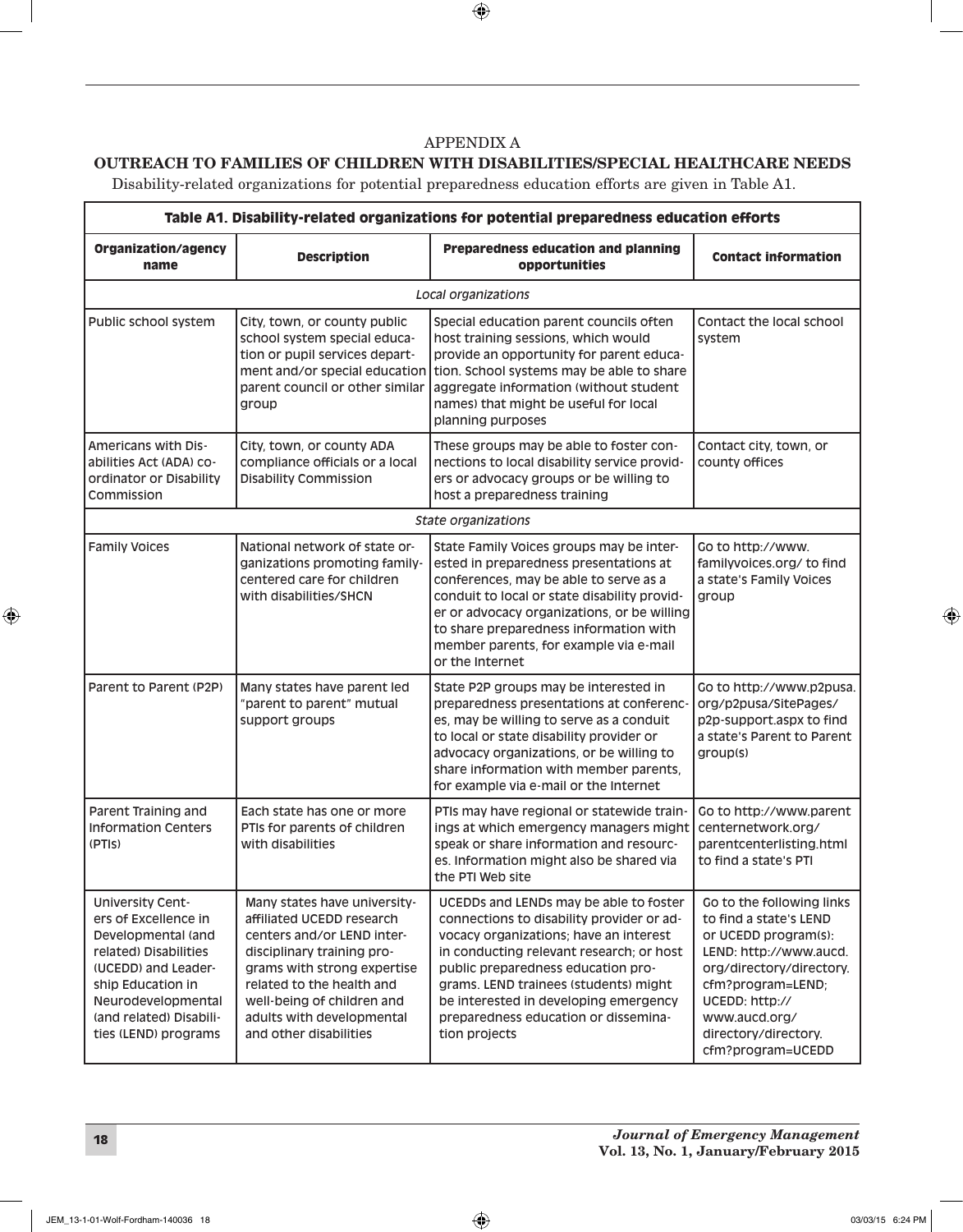## APPENDIX A

### OUTREACH TO FAMILIES OF CHILDREN WITH DISABILITIES/SPECIAL HEALTHCARE NEEDS

Disability-related organizations for potential preparedness education efforts are given in Table A1.

**Table A1. Disability-related organizations for potential preparedness education efforts**

| Organization/agency name | Description | Preparedness education and planning opportunities | Contact information |
|---|---|---|---|
| *Local organizations* | | | |
| Public school system | City, town, or county public school system special education or pupil services department and/or special education parent council or other similar group | Special education parent councils often host training sessions, which would provide an opportunity for parent education. School systems may be able to share aggregate information (without student names) that might be useful for local planning purposes | Contact the local school system |
| Americans with Disabilities Act (ADA) coordinator or Disability Commission | City, town, or county ADA compliance officials or a local Disability Commission | These groups may be able to foster connections to local disability service providers or advocacy groups or be willing to host a preparedness training | Contact city, town, or county offices |
| *State organizations* | | | |
| Family Voices | National network of state organizations promoting family-centered care for children with disabilities/SHCN | State Family Voices groups may be interested in preparedness presentations at conferences, may be able to serve as a conduit to local or state disability provider or advocacy organizations, or be willing to share preparedness information with member parents, for example via e-mail or the Internet | Go to http://www.familyvoices.org/ to find a state's Family Voices group |
| Parent to Parent (P2P) | Many states have parent led "parent to parent" mutual support groups | State P2P groups may be interested in preparedness presentations at conferences, may be willing to serve as a conduit to local or state disability provider or advocacy organizations, or be willing to share information with member parents, for example via e-mail or the Internet | Go to http://www.p2pusa.org/p2pusa/SitePages/p2p-support.aspx to find a state's Parent to Parent group(s) |
| Parent Training and Information Centers (PTIs) | Each state has one or more PTIs for parents of children with disabilities | PTIs may have regional or statewide trainings at which emergency managers might speak or share information and resources. Information might also be shared via the PTI Web site | Go to http://www.parentcenternetwork.org/parentcenterlisting.html to find a state's PTI |
| University Centers of Excellence in Developmental (and related) Disabilities (UCEDD) and Leadership Education in Neurodevelopmental (and related) Disabilities (LEND) programs | Many states have university-affiliated UCEDD research centers and/or LEND interdisciplinary training programs with strong expertise related to the health and well-being of children and adults with developmental and other disabilities | UCEDDs and LENDs may be able to foster connections to disability provider or advocacy organizations; have an interest in conducting relevant research; or host public preparedness education programs. LEND trainees (students) might be interested in developing emergency preparedness education or dissemination projects | Go to the following links to find a state's LEND or UCEDD program(s): LEND: http://www.aucd.org/directory/directory.cfm?program=LEND; UCEDD: http://www.aucd.org/directory/directory.cfm?program=UCEDD |